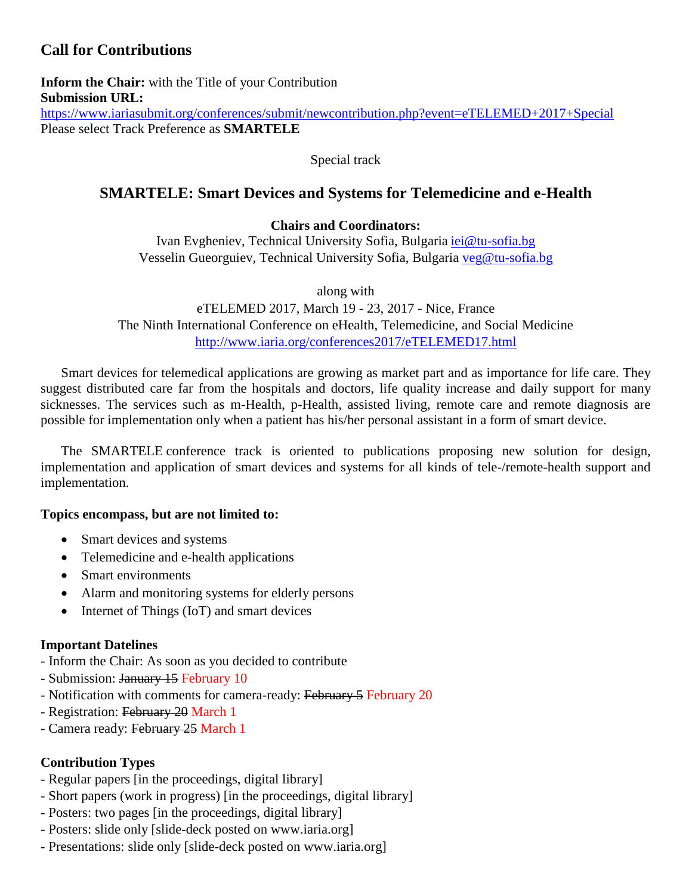## Call for Contributions

**Inform the Chair:** with the Title of your Contribution
**Submission URL:**
https://www.iariasubmit.org/conferences/submit/newcontribution.php?event=eTELEMED+2017+Special
Please select Track Preference as **SMARTELE**

Special track

## SMARTELE: Smart Devices and Systems for Telemedicine and e-Health

**Chairs and Coordinators:**
Ivan Evgheniev, Technical University Sofia, Bulgaria iei@tu-sofia.bg
Vesselin Gueorguiev, Technical University Sofia, Bulgaria veg@tu-sofia.bg

along with
eTELEMED 2017, March 19 - 23, 2017 - Nice, France
The Ninth International Conference on eHealth, Telemedicine, and Social Medicine
http://www.iaria.org/conferences2017/eTELEMED17.html

Smart devices for telemedical applications are growing as market part and as importance for life care. They suggest distributed care far from the hospitals and doctors, life quality increase and daily support for many sicknesses. The services such as m-Health, p-Health, assisted living, remote care and remote diagnosis are possible for implementation only when a patient has his/her personal assistant in a form of smart device.

The SMARTELE conference track is oriented to publications proposing new solution for design, implementation and application of smart devices and systems for all kinds of tele-/remote-health support and implementation.

**Topics encompass, but are not limited to:**

- Smart devices and systems
- Telemedicine and e-health applications
- Smart environments
- Alarm and monitoring systems for elderly persons
- Internet of Things (IoT) and smart devices

**Important Datelines**
- Inform the Chair: As soon as you decided to contribute
- Submission: ~~January 15~~ February 10
- Notification with comments for camera-ready: ~~February 5~~ February 20
- Registration: ~~February 20~~ March 1
- Camera ready: ~~February 25~~ March 1

**Contribution Types**
- Regular papers [in the proceedings, digital library]
- Short papers (work in progress) [in the proceedings, digital library]
- Posters: two pages [in the proceedings, digital library]
- Posters: slide only [slide-deck posted on www.iaria.org]
- Presentations: slide only [slide-deck posted on www.iaria.org]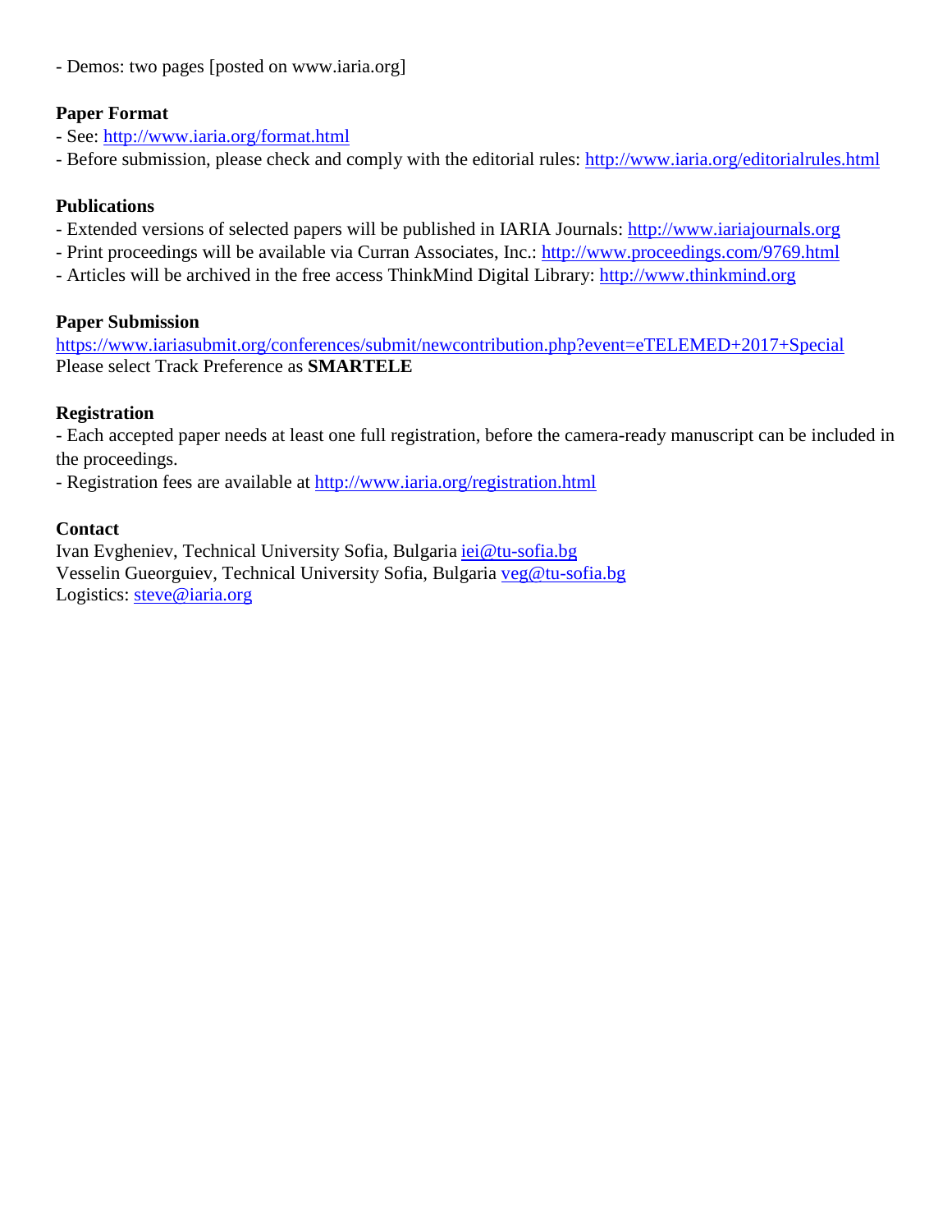- Demos: two pages [posted on www.iaria.org]

**Paper Format**

- See: http://www.iaria.org/format.html
- Before submission, please check and comply with the editorial rules: http://www.iaria.org/editorialrules.html

**Publications**

- Extended versions of selected papers will be published in IARIA Journals: http://www.iariajournals.org
- Print proceedings will be available via Curran Associates, Inc.: http://www.proceedings.com/9769.html
- Articles will be archived in the free access ThinkMind Digital Library: http://www.thinkmind.org

**Paper Submission**

https://www.iariasubmit.org/conferences/submit/newcontribution.php?event=eTELEMED+2017+Special
Please select Track Preference as **SMARTELE**

**Registration**

- Each accepted paper needs at least one full registration, before the camera-ready manuscript can be included in the proceedings.
- Registration fees are available at http://www.iaria.org/registration.html

**Contact**

Ivan Evgheniev, Technical University Sofia, Bulgaria iei@tu-sofia.bg
Vesselin Gueorguiev, Technical University Sofia, Bulgaria veg@tu-sofia.bg
Logistics: steve@iaria.org